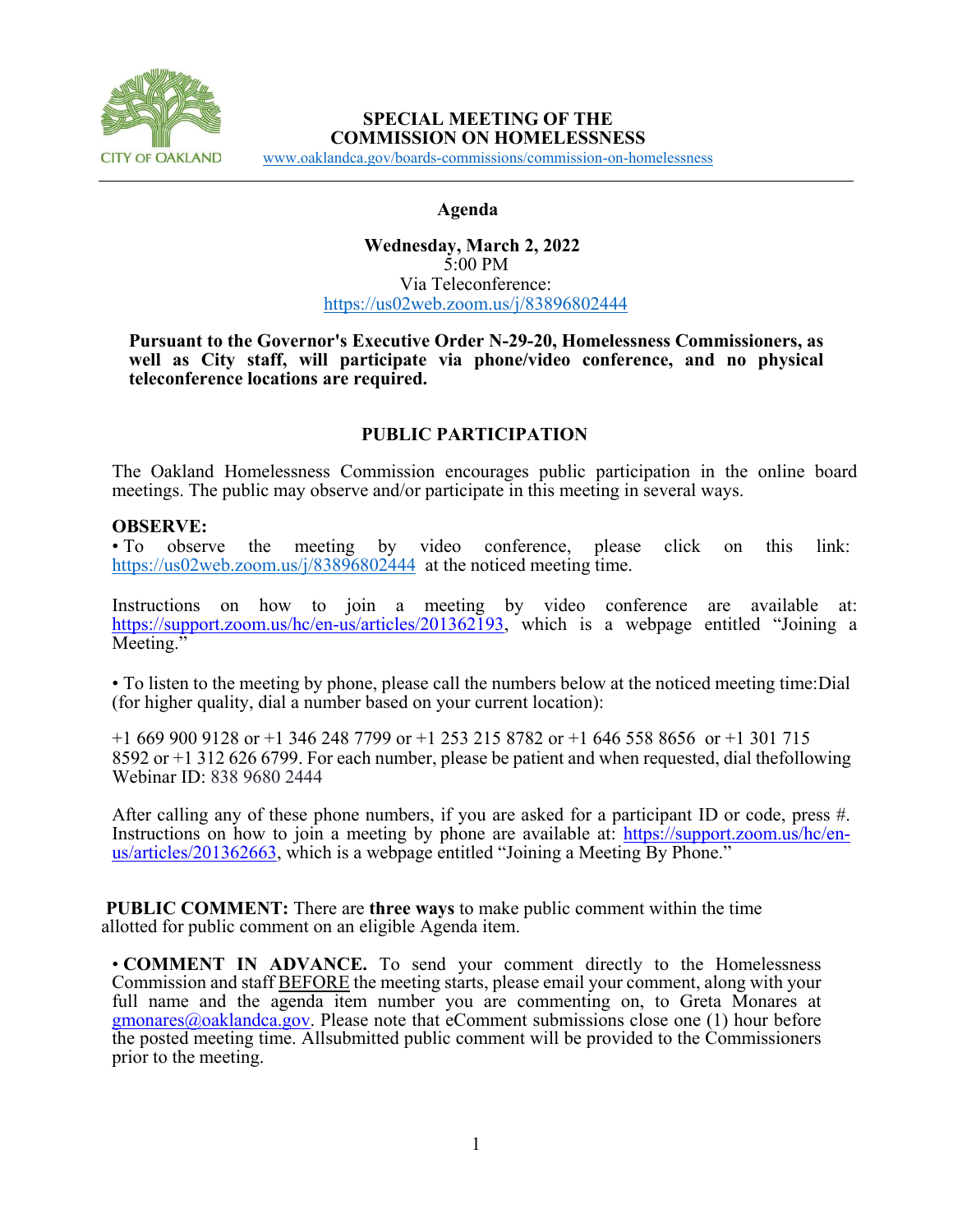CITY OF OAKLAND

# SPECIAL MEETING OF THE COMMISSION ON HOMELESSNESS

www.oaklandca.gov/boards-commissions/commission-on-homelessness

## Agenda

**Wednesday, March 2, 2022**
5:00 PM
Via Teleconference:
https://us02web.zoom.us/j/83896802444

**Pursuant to the Governor's Executive Order N-29-20, Homelessness Commissioners, as well as City staff, will participate via phone/video conference, and no physical teleconference locations are required.**

## PUBLIC PARTICIPATION

The Oakland Homelessness Commission encourages public participation in the online board meetings. The public may observe and/or participate in this meeting in several ways.

**OBSERVE:**

• To observe the meeting by video conference, please click on this link: https://us02web.zoom.us/j/83896802444 at the noticed meeting time.

Instructions on how to join a meeting by video conference are available at: https://support.zoom.us/hc/en-us/articles/201362193, which is a webpage entitled "Joining a Meeting."

• To listen to the meeting by phone, please call the numbers below at the noticed meeting time:Dial (for higher quality, dial a number based on your current location):

+1 669 900 9128 or +1 346 248 7799 or +1 253 215 8782 or +1 646 558 8656 or +1 301 715 8592 or +1 312 626 6799. For each number, please be patient and when requested, dial thefollowing Webinar ID: 838 9680 2444

After calling any of these phone numbers, if you are asked for a participant ID or code, press #. Instructions on how to join a meeting by phone are available at: https://support.zoom.us/hc/en-us/articles/201362663, which is a webpage entitled "Joining a Meeting By Phone."

**PUBLIC COMMENT:** There are **three ways** to make public comment within the time allotted for public comment on an eligible Agenda item.

• **COMMENT IN ADVANCE.** To send your comment directly to the Homelessness Commission and staff BEFORE the meeting starts, please email your comment, along with your full name and the agenda item number you are commenting on, to Greta Monares at gmonares@oaklandca.gov. Please note that eComment submissions close one (1) hour before the posted meeting time. Allsubmitted public comment will be provided to the Commissioners prior to the meeting.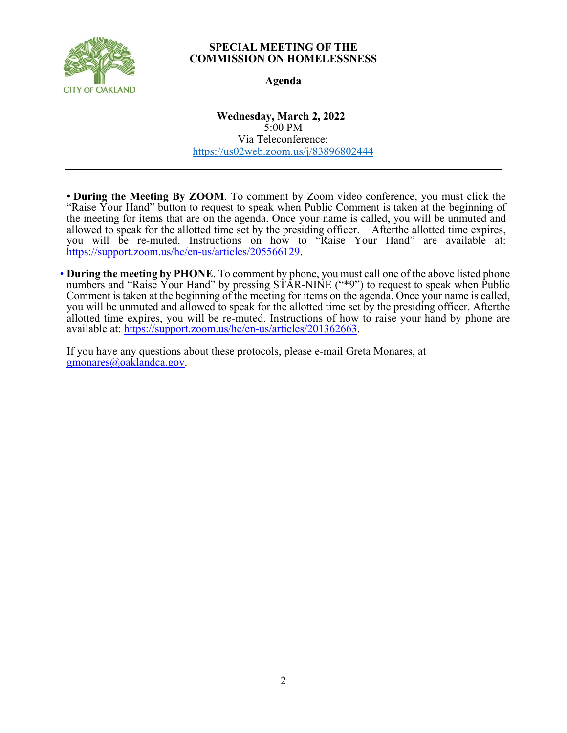**SPECIAL MEETING OF THE COMMISSION ON HOMELESSNESS**

**Agenda**

**Wednesday, March 2, 2022**
5:00 PM
Via Teleconference:
https://us02web.zoom.us/j/83896802444

---

- **During the Meeting By ZOOM**. To comment by Zoom video conference, you must click the "Raise Your Hand" button to request to speak when Public Comment is taken at the beginning of the meeting for items that are on the agenda. Once your name is called, you will be unmuted and allowed to speak for the allotted time set by the presiding officer. Afterthe allotted time expires, you will be re-muted. Instructions on how to "Raise Your Hand" are available at: https://support.zoom.us/hc/en-us/articles/205566129.

- **During the meeting by PHONE**. To comment by phone, you must call one of the above listed phone numbers and "Raise Your Hand" by pressing STAR-NINE ("*9") to request to speak when Public Comment is taken at the beginning of the meeting for items on the agenda. Once your name is called, you will be unmuted and allowed to speak for the allotted time set by the presiding officer. Afterthe allotted time expires, you will be re-muted. Instructions of how to raise your hand by phone are available at: https://support.zoom.us/hc/en-us/articles/201362663.

If you have any questions about these protocols, please e-mail Greta Monares, at gmonares@oaklandca.gov.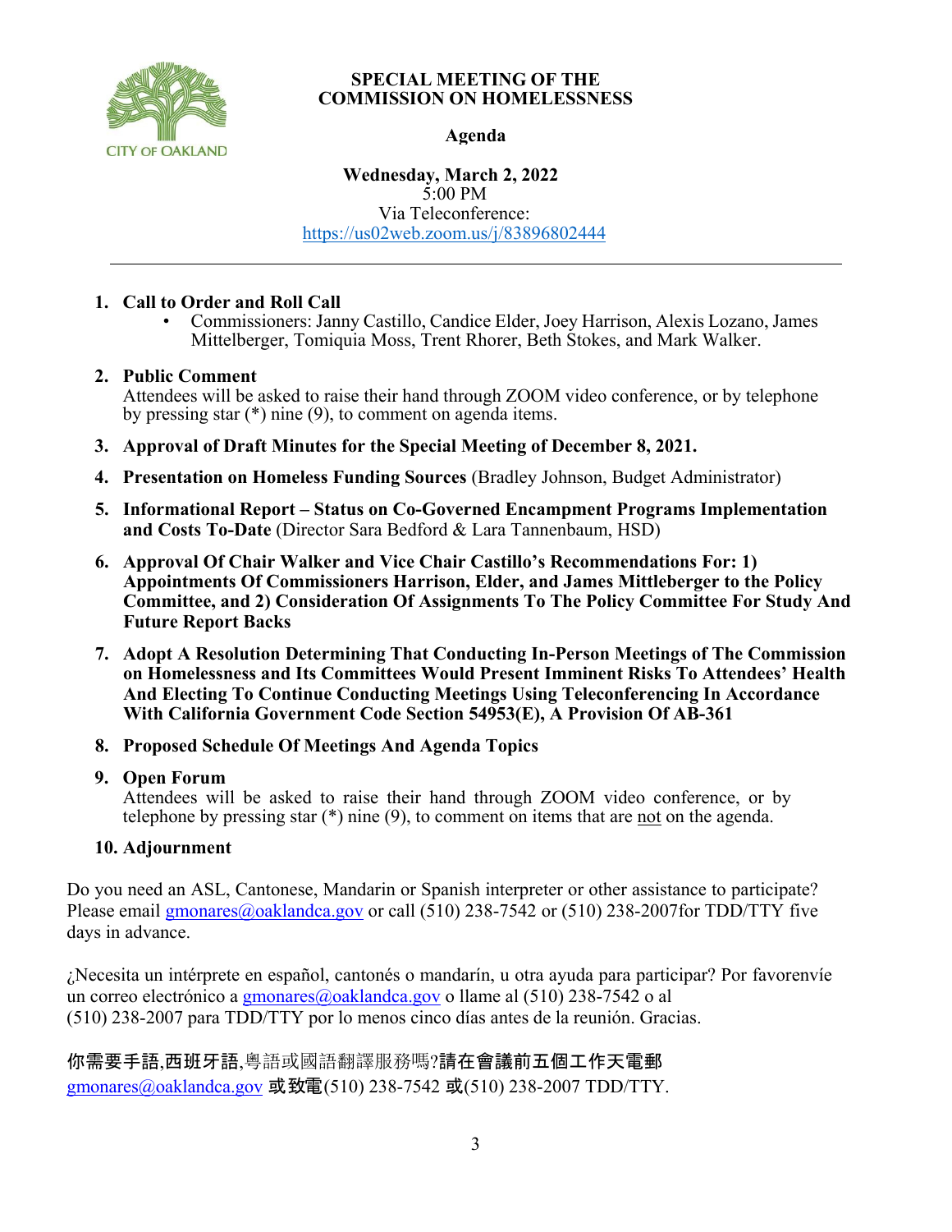CITY OF OAKLAND

**SPECIAL MEETING OF THE COMMISSION ON HOMELESSNESS**

**Agenda**

**Wednesday, March 2, 2022**
5:00 PM
Via Teleconference:
https://us02web.zoom.us/j/83896802444

---

1. **Call to Order and Roll Call**
   - Commissioners: Janny Castillo, Candice Elder, Joey Harrison, Alexis Lozano, James Mittelberger, Tomiquia Moss, Trent Rhorer, Beth Stokes, and Mark Walker.
2. **Public Comment**
   Attendees will be asked to raise their hand through ZOOM video conference, or by telephone by pressing star (*) nine (9), to comment on agenda items.
3. **Approval of Draft Minutes for the Special Meeting of December 8, 2021.**
4. **Presentation on Homeless Funding Sources** (Bradley Johnson, Budget Administrator)
5. **Informational Report – Status on Co-Governed Encampment Programs Implementation and Costs To-Date** (Director Sara Bedford & Lara Tannenbaum, HSD)
6. **Approval Of Chair Walker and Vice Chair Castillo's Recommendations For: 1) Appointments Of Commissioners Harrison, Elder, and James Mittleberger to the Policy Committee, and 2) Consideration Of Assignments To The Policy Committee For Study And Future Report Backs**
7. **Adopt A Resolution Determining That Conducting In-Person Meetings of The Commission on Homelessness and Its Committees Would Present Imminent Risks To Attendees' Health And Electing To Continue Conducting Meetings Using Teleconferencing In Accordance With California Government Code Section 54953(E), A Provision Of AB-361**
8. **Proposed Schedule Of Meetings And Agenda Topics**
9. **Open Forum**
   Attendees will be asked to raise their hand through ZOOM video conference, or by telephone by pressing star (*) nine (9), to comment on items that are not on the agenda.
10. **Adjournment**

Do you need an ASL, Cantonese, Mandarin or Spanish interpreter or other assistance to participate? Please email gmonares@oaklandca.gov or call (510) 238-7542 or (510) 238-2007for TDD/TTY five days in advance.

¿Necesita un intérprete en español, cantonés o mandarín, u otra ayuda para participar? Por favorenvíe un correo electrónico a gmonares@oaklandca.gov o llame al (510) 238-7542 o al (510) 238-2007 para TDD/TTY por lo menos cinco días antes de la reunión. Gracias.

**你需要手語,西班牙語,**粵語或國語翻譯服務嗎?**請在會議前五個工作天電郵**
gmonares@oaklandca.gov **或致電**(510) 238-7542 **或**(510) 238-2007 TDD/TTY.